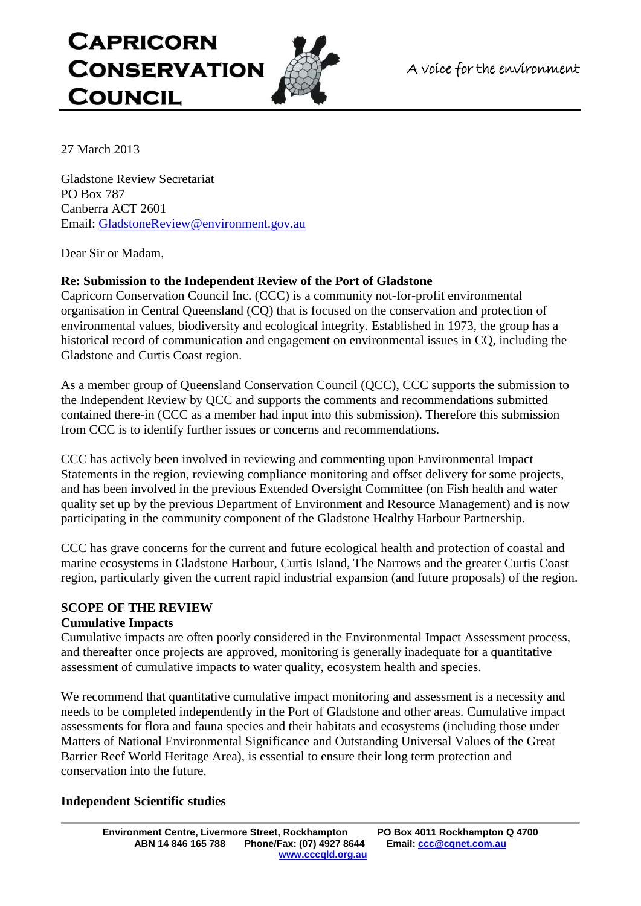# Capricorn Conservation Council

*A voice for the environment*

27 March 2013

Gladstone Review Secretariat
PO Box 787
Canberra ACT 2601
Email: GladstoneReview@environment.gov.au

Dear Sir or Madam,

**Re: Submission to the Independent Review of the Port of Gladstone**

Capricorn Conservation Council Inc. (CCC) is a community not-for-profit environmental organisation in Central Queensland (CQ) that is focused on the conservation and protection of environmental values, biodiversity and ecological integrity. Established in 1973, the group has a historical record of communication and engagement on environmental issues in CQ, including the Gladstone and Curtis Coast region.

As a member group of Queensland Conservation Council (QCC), CCC supports the submission to the Independent Review by QCC and supports the comments and recommendations submitted contained there-in (CCC as a member had input into this submission). Therefore this submission from CCC is to identify further issues or concerns and recommendations.

CCC has actively been involved in reviewing and commenting upon Environmental Impact Statements in the region, reviewing compliance monitoring and offset delivery for some projects, and has been involved in the previous Extended Oversight Committee (on Fish health and water quality set up by the previous Department of Environment and Resource Management) and is now participating in the community component of the Gladstone Healthy Harbour Partnership.

CCC has grave concerns for the current and future ecological health and protection of coastal and marine ecosystems in Gladstone Harbour, Curtis Island, The Narrows and the greater Curtis Coast region, particularly given the current rapid industrial expansion (and future proposals) of the region.

## SCOPE OF THE REVIEW

### Cumulative Impacts

Cumulative impacts are often poorly considered in the Environmental Impact Assessment process, and thereafter once projects are approved, monitoring is generally inadequate for a quantitative assessment of cumulative impacts to water quality, ecosystem health and species.

We recommend that quantitative cumulative impact monitoring and assessment is a necessity and needs to be completed independently in the Port of Gladstone and other areas. Cumulative impact assessments for flora and fauna species and their habitats and ecosystems (including those under Matters of National Environmental Significance and Outstanding Universal Values of the Great Barrier Reef World Heritage Area), is essential to ensure their long term protection and conservation into the future.

### Independent Scientific studies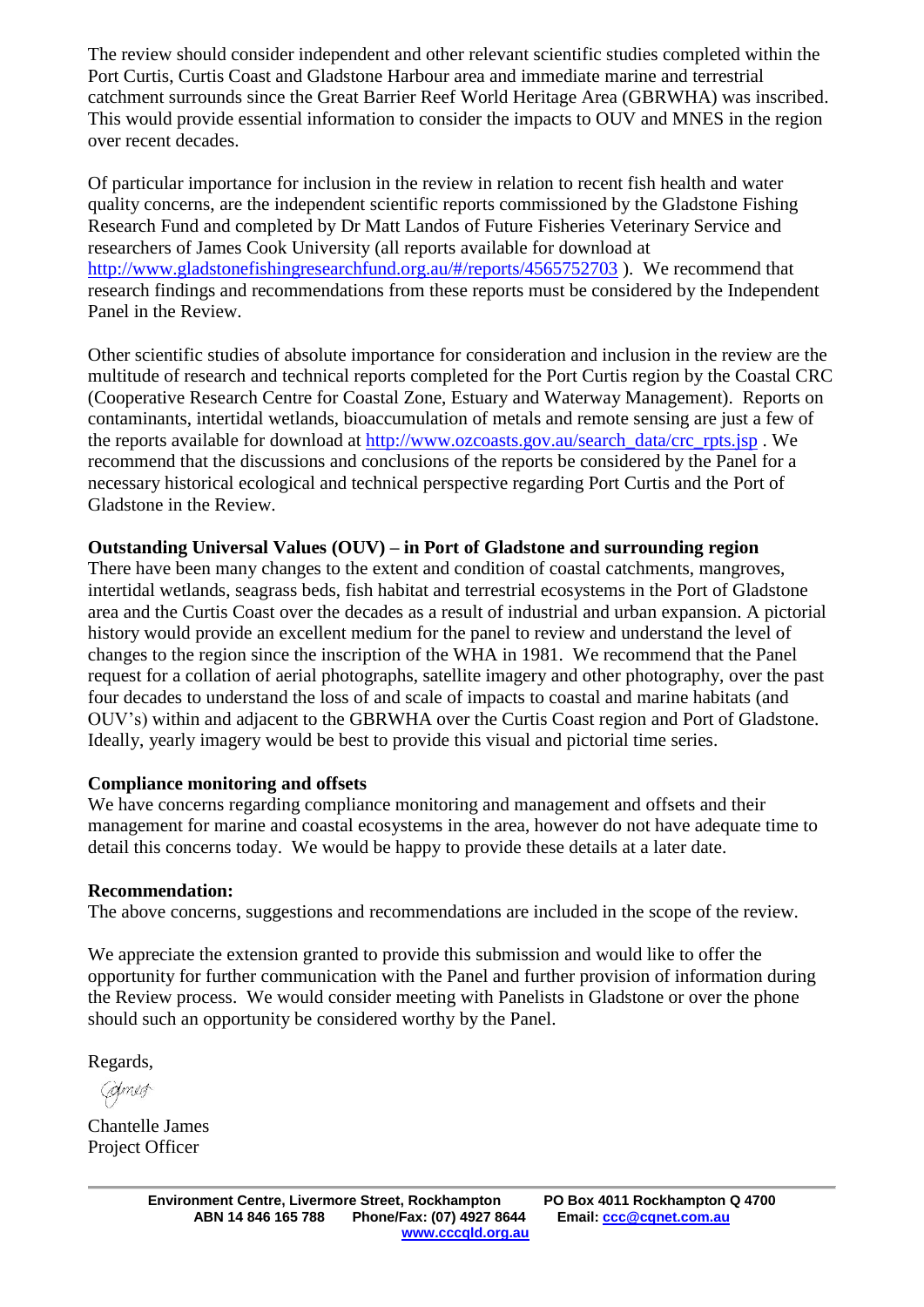The review should consider independent and other relevant scientific studies completed within the Port Curtis, Curtis Coast and Gladstone Harbour area and immediate marine and terrestrial catchment surrounds since the Great Barrier Reef World Heritage Area (GBRWHA) was inscribed. This would provide essential information to consider the impacts to OUV and MNES in the region over recent decades.

Of particular importance for inclusion in the review in relation to recent fish health and water quality concerns, are the independent scientific reports commissioned by the Gladstone Fishing Research Fund and completed by Dr Matt Landos of Future Fisheries Veterinary Service and researchers of James Cook University (all reports available for download at http://www.gladstonefishingresearchfund.org.au/#/reports/4565752703 ). We recommend that research findings and recommendations from these reports must be considered by the Independent Panel in the Review.

Other scientific studies of absolute importance for consideration and inclusion in the review are the multitude of research and technical reports completed for the Port Curtis region by the Coastal CRC (Cooperative Research Centre for Coastal Zone, Estuary and Waterway Management). Reports on contaminants, intertidal wetlands, bioaccumulation of metals and remote sensing are just a few of the reports available for download at http://www.ozcoasts.gov.au/search_data/crc_rpts.jsp . We recommend that the discussions and conclusions of the reports be considered by the Panel for a necessary historical ecological and technical perspective regarding Port Curtis and the Port of Gladstone in the Review.

**Outstanding Universal Values (OUV) – in Port of Gladstone and surrounding region**

There have been many changes to the extent and condition of coastal catchments, mangroves, intertidal wetlands, seagrass beds, fish habitat and terrestrial ecosystems in the Port of Gladstone area and the Curtis Coast over the decades as a result of industrial and urban expansion. A pictorial history would provide an excellent medium for the panel to review and understand the level of changes to the region since the inscription of the WHA in 1981. We recommend that the Panel request for a collation of aerial photographs, satellite imagery and other photography, over the past four decades to understand the loss of and scale of impacts to coastal and marine habitats (and OUV's) within and adjacent to the GBRWHA over the Curtis Coast region and Port of Gladstone. Ideally, yearly imagery would be best to provide this visual and pictorial time series.

**Compliance monitoring and offsets**

We have concerns regarding compliance monitoring and management and offsets and their management for marine and coastal ecosystems in the area, however do not have adequate time to detail this concerns today. We would be happy to provide these details at a later date.

**Recommendation:**

The above concerns, suggestions and recommendations are included in the scope of the review.

We appreciate the extension granted to provide this submission and would like to offer the opportunity for further communication with the Panel and further provision of information during the Review process. We would consider meeting with Panelists in Gladstone or over the phone should such an opportunity be considered worthy by the Panel.

Regards,

Chantelle James
Project Officer

**Environment Centre, Livermore Street, Rockhampton PO Box 4011 Rockhampton Q 4700**
**ABN 14 846 165 788 Phone/Fax: (07) 4927 8644 Email: ccc@cqnet.com.au**
**www.cccqld.org.au**